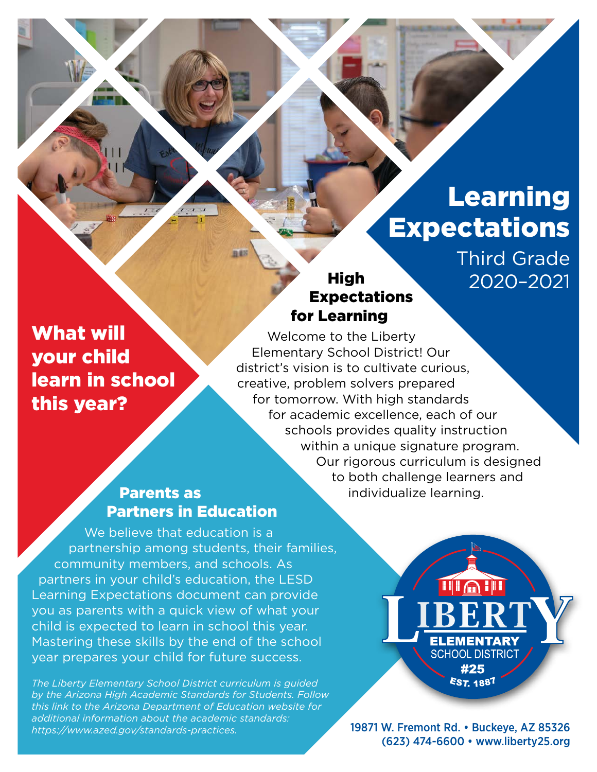# Learning Expectations

Third Grade
2020–2021

## What will your child learn in school this year?

## High Expectations for Learning

Welcome to the Liberty Elementary School District! Our district's vision is to cultivate curious, creative, problem solvers prepared for tomorrow. With high standards for academic excellence, each of our schools provides quality instruction within a unique signature program. Our rigorous curriculum is designed to both challenge learners and individualize learning.

## Parents as Partners in Education

We believe that education is a partnership among students, their families, community members, and schools. As partners in your child's education, the LESD Learning Expectations document can provide you as parents with a quick view of what your child is expected to learn in school this year. Mastering these skills by the end of the school year prepares your child for future success.

*The Liberty Elementary School District curriculum is guided by the Arizona High Academic Standards for Students. Follow this link to the Arizona Department of Education website for additional information about the academic standards: https://www.azed.gov/standards-practices.*

LIBERTY ELEMENTARY SCHOOL DISTRICT #25 EST. 1887

19871 W. Fremont Rd. • Buckeye, AZ 85326
(623) 474-6600 • www.liberty25.org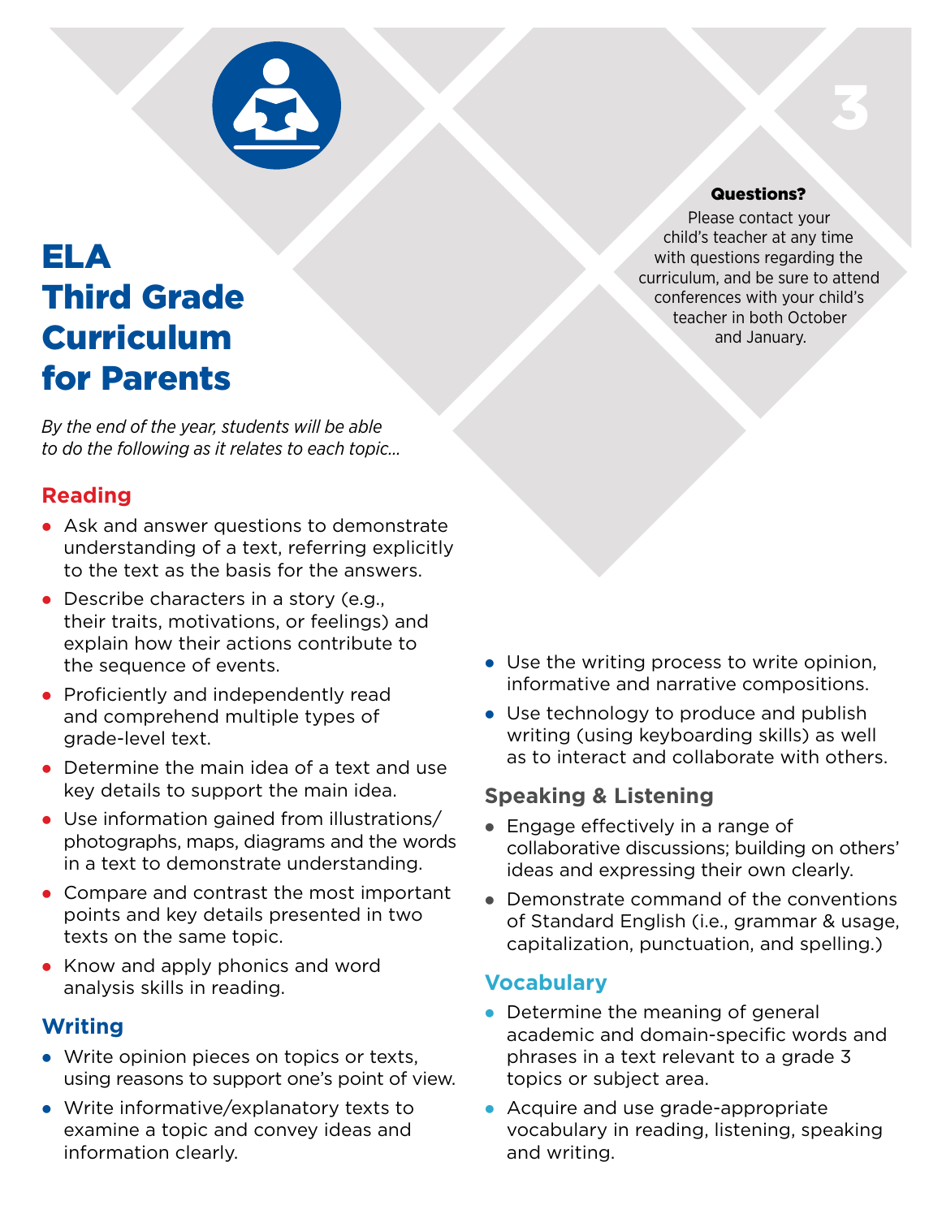# ELA Third Grade Curriculum for Parents

**Questions?**
Please contact your child's teacher at any time with questions regarding the curriculum, and be sure to attend conferences with your child's teacher in both October and January.

*By the end of the year, students will be able to do the following as it relates to each topic...*

## Reading

- Ask and answer questions to demonstrate understanding of a text, referring explicitly to the text as the basis for the answers.
- Describe characters in a story (e.g., their traits, motivations, or feelings) and explain how their actions contribute to the sequence of events.
- Proficiently and independently read and comprehend multiple types of grade-level text.
- Determine the main idea of a text and use key details to support the main idea.
- Use information gained from illustrations/ photographs, maps, diagrams and the words in a text to demonstrate understanding.
- Compare and contrast the most important points and key details presented in two texts on the same topic.
- Know and apply phonics and word analysis skills in reading.

## Writing

- Write opinion pieces on topics or texts, using reasons to support one's point of view.
- Write informative/explanatory texts to examine a topic and convey ideas and information clearly.
- Use the writing process to write opinion, informative and narrative compositions.
- Use technology to produce and publish writing (using keyboarding skills) as well as to interact and collaborate with others.

## Speaking & Listening

- Engage effectively in a range of collaborative discussions; building on others' ideas and expressing their own clearly.
- Demonstrate command of the conventions of Standard English (i.e., grammar & usage, capitalization, punctuation, and spelling.)

## Vocabulary

- Determine the meaning of general academic and domain-specific words and phrases in a text relevant to a grade 3 topics or subject area.
- Acquire and use grade-appropriate vocabulary in reading, listening, speaking and writing.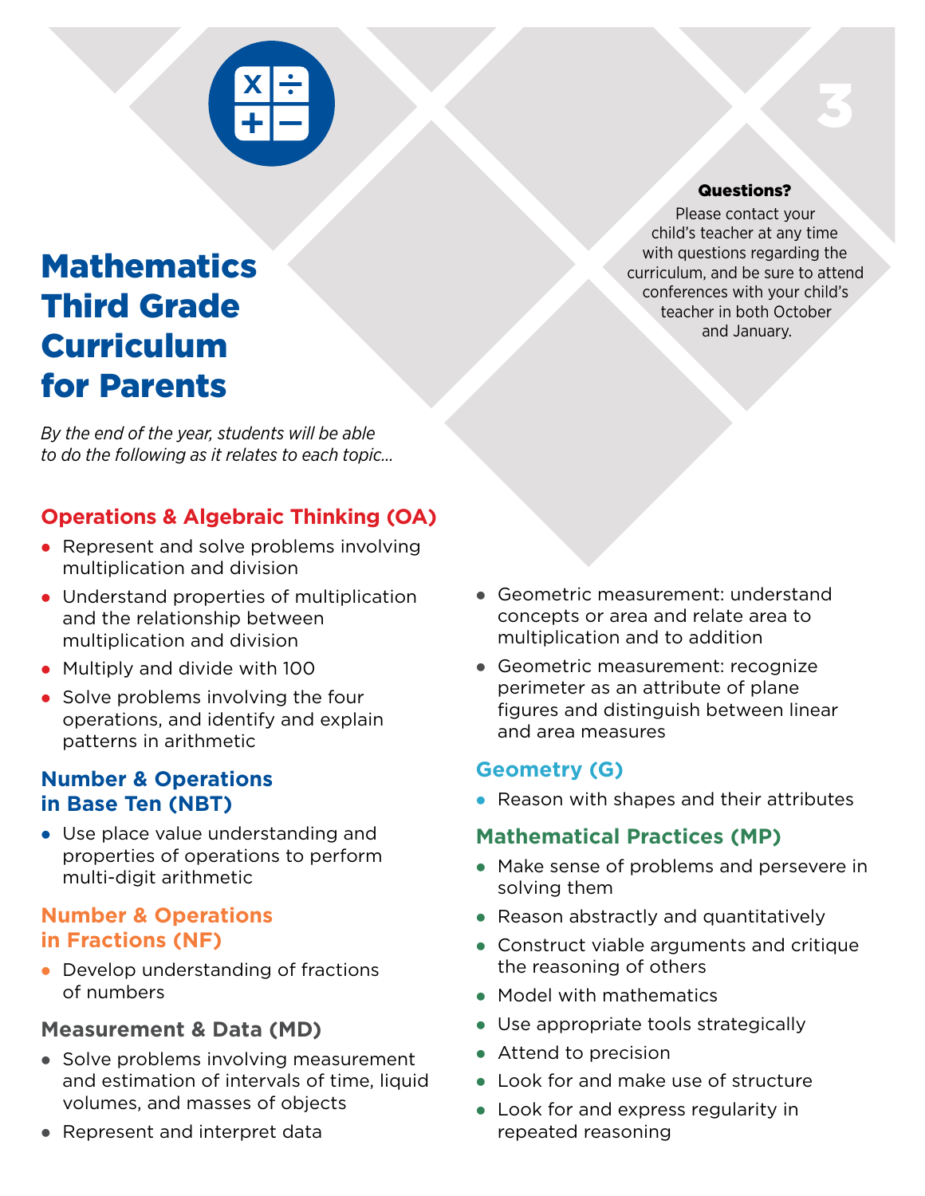# Mathematics Third Grade Curriculum for Parents

**Questions?**

Please contact your child's teacher at any time with questions regarding the curriculum, and be sure to attend conferences with your child's teacher in both October and January.

*By the end of the year, students will be able to do the following as it relates to each topic...*

## Operations & Algebraic Thinking (OA)

- Represent and solve problems involving multiplication and division
- Understand properties of multiplication and the relationship between multiplication and division
- Multiply and divide with 100
- Solve problems involving the four operations, and identify and explain patterns in arithmetic

## Number & Operations in Base Ten (NBT)

- Use place value understanding and properties of operations to perform multi-digit arithmetic

## Number & Operations in Fractions (NF)

- Develop understanding of fractions of numbers

## Measurement & Data (MD)

- Solve problems involving measurement and estimation of intervals of time, liquid volumes, and masses of objects
- Represent and interpret data
- Geometric measurement: understand concepts or area and relate area to multiplication and to addition
- Geometric measurement: recognize perimeter as an attribute of plane figures and distinguish between linear and area measures

## Geometry (G)

- Reason with shapes and their attributes

## Mathematical Practices (MP)

- Make sense of problems and persevere in solving them
- Reason abstractly and quantitatively
- Construct viable arguments and critique the reasoning of others
- Model with mathematics
- Use appropriate tools strategically
- Attend to precision
- Look for and make use of structure
- Look for and express regularity in repeated reasoning